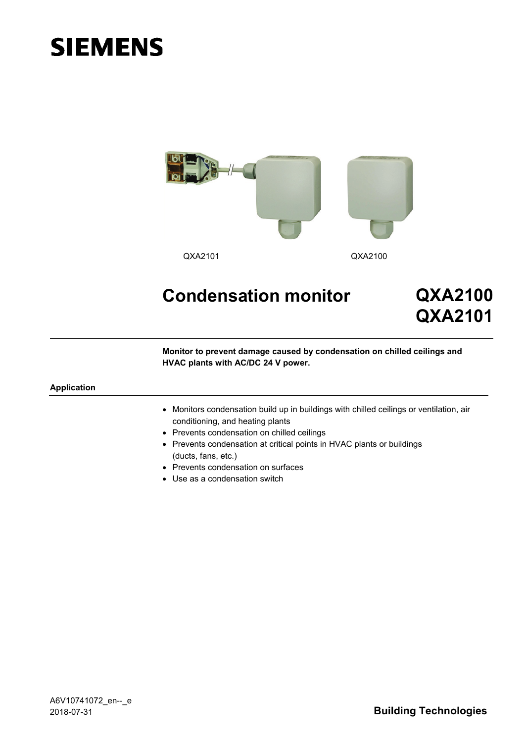SIEMENS

QXA2101

QXA2100

# Condensation monitor

# QXA2100
# QXA2101

**Monitor to prevent damage caused by condensation on chilled ceilings and HVAC plants with AC/DC 24 V power.**

## Application

- Monitors condensation build up in buildings with chilled ceilings or ventilation, air conditioning, and heating plants
- Prevents condensation on chilled ceilings
- Prevents condensation at critical points in HVAC plants or buildings (ducts, fans, etc.)
- Prevents condensation on surfaces
- Use as a condensation switch

A6V10741072_en--_e
2018-07-31

Building Technologies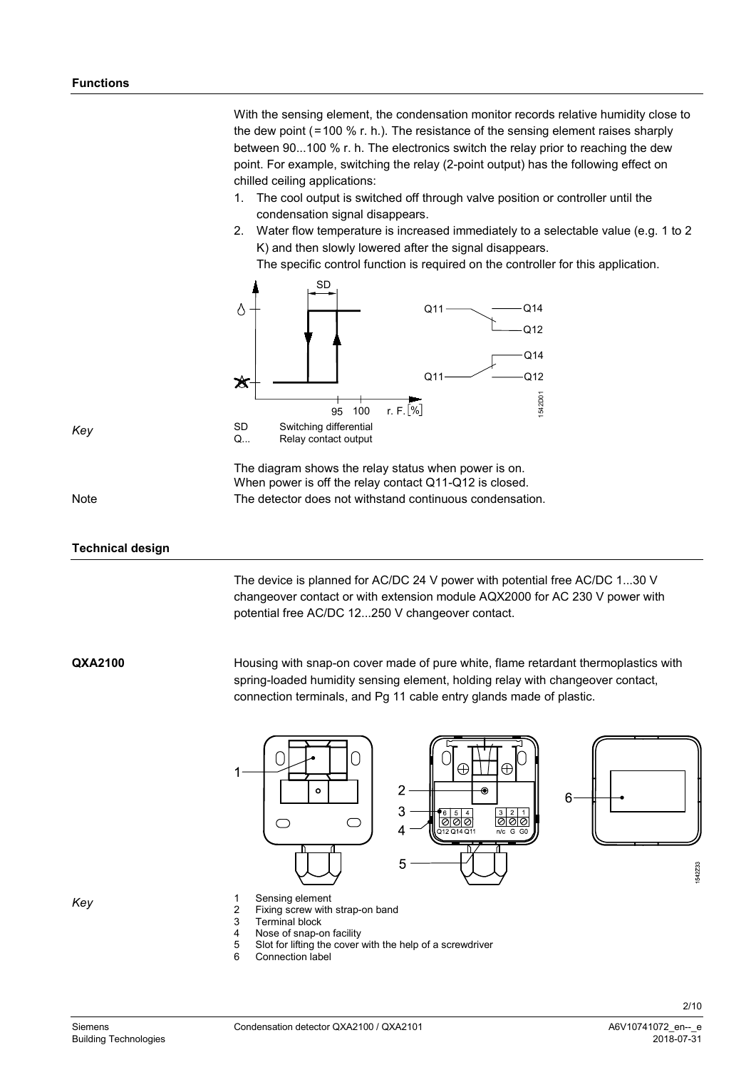## Functions

With the sensing element, the condensation monitor records relative humidity close to the dew point (=100 % r. h.). The resistance of the sensing element raises sharply between 90...100 % r. h. The electronics switch the relay prior to reaching the dew point. For example, switching the relay (2-point output) has the following effect on chilled ceiling applications:

1. The cool output is switched off through valve position or controller until the condensation signal disappears.
2. Water flow temperature is increased immediately to a selectable value (e.g. 1 to 2 K) and then slowly lowered after the signal disappears.
   The specific control function is required on the controller for this application.

*Key*

SD Switching differential
Q... Relay contact output

The diagram shows the relay status when power is on.
When power is off the relay contact Q11-Q12 is closed.

Note The detector does not withstand continuous condensation.

## Technical design

The device is planned for AC/DC 24 V power with potential free AC/DC 1...30 V changeover contact or with extension module AQX2000 for AC 230 V power with potential free AC/DC 12...250 V changeover contact.

**QXA2100**

Housing with snap-on cover made of pure white, flame retardant thermoplastics with spring-loaded humidity sensing element, holding relay with changeover contact, connection terminals, and Pg 11 cable entry glands made of plastic.

*Key*

1 Sensing element
2 Fixing screw with strap-on band
3 Terminal block
4 Nose of snap-on facility
5 Slot for lifting the cover with the help of a screwdriver
6 Connection label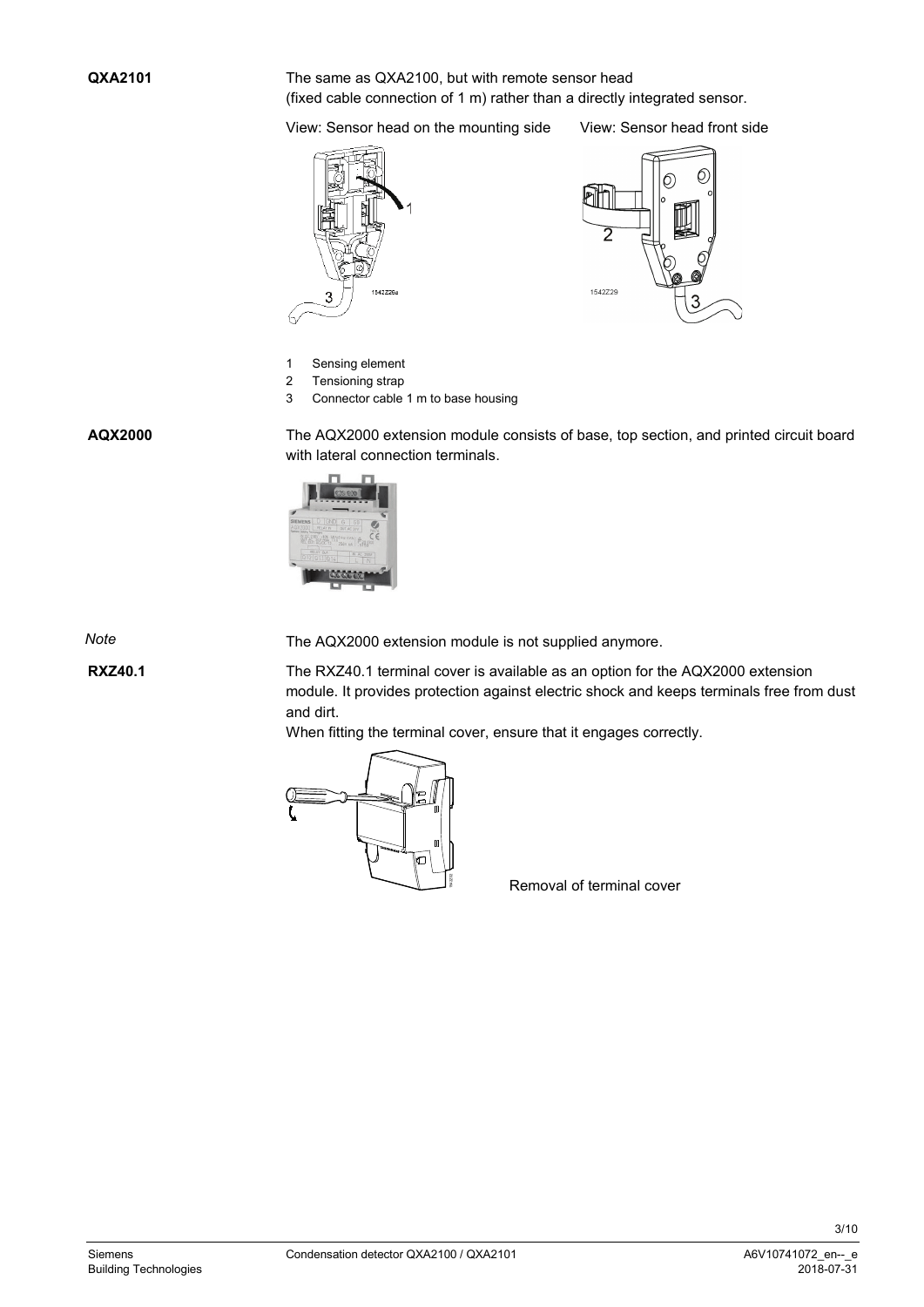**QXA2101**

The same as QXA2100, but with remote sensor head (fixed cable connection of 1 m) rather than a directly integrated sensor.

View: Sensor head on the mounting side    View: Sensor head front side

1 Sensing element
2 Tensioning strap
3 Connector cable 1 m to base housing

**AQX2000**

The AQX2000 extension module consists of base, top section, and printed circuit board with lateral connection terminals.

*Note*

The AQX2000 extension module is not supplied anymore.

**RXZ40.1**

The RXZ40.1 terminal cover is available as an option for the AQX2000 extension module. It provides protection against electric shock and keeps terminals free from dust and dirt.

When fitting the terminal cover, ensure that it engages correctly.

Removal of terminal cover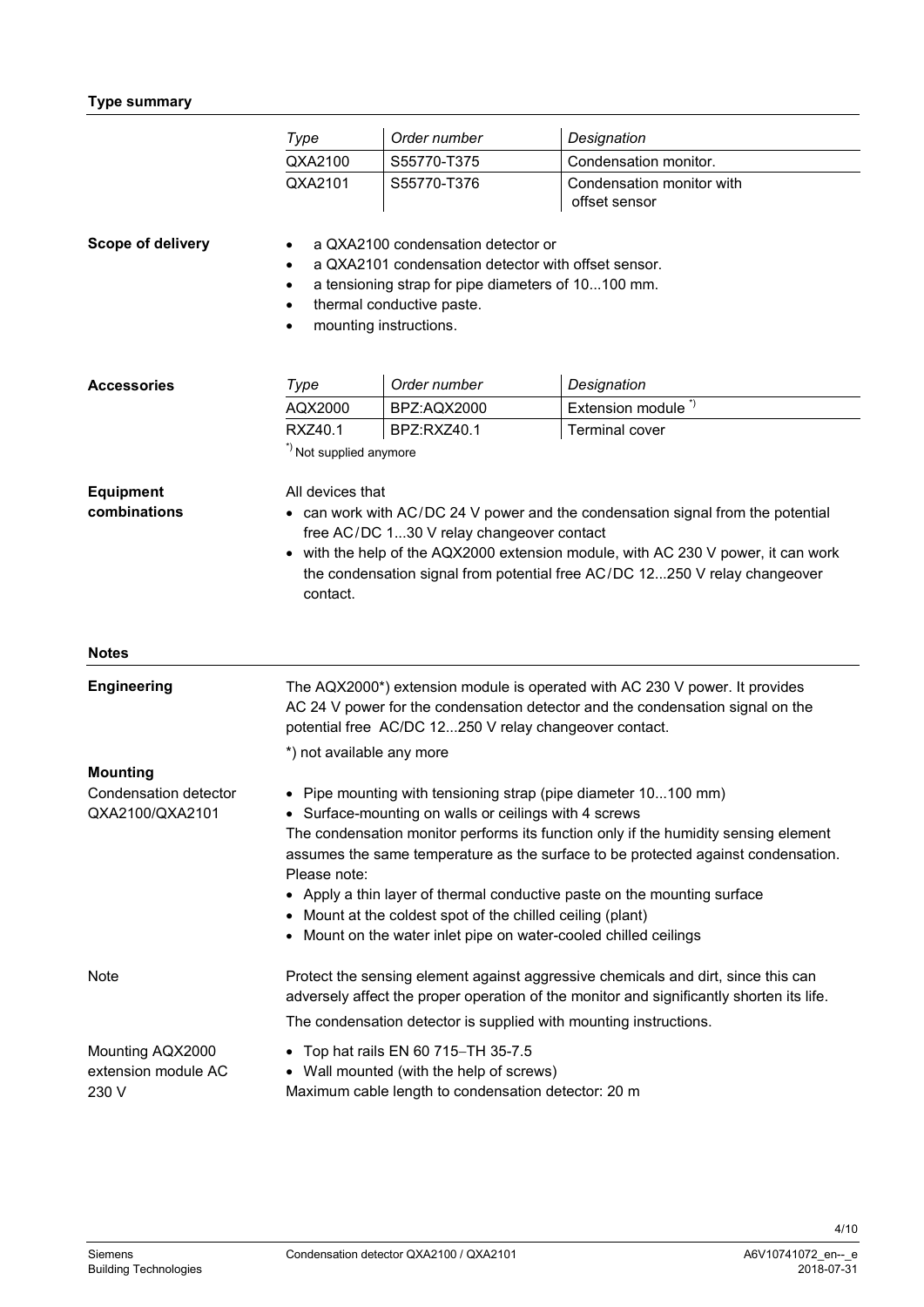## Type summary

| Type | Order number | Designation |
|---|---|---|
| QXA2100 | S55770-T375 | Condensation monitor. |
| QXA2101 | S55770-T376 | Condensation monitor with offset sensor |

**Scope of delivery**

- a QXA2100 condensation detector or
- a QXA2101 condensation detector with offset sensor.
- a tensioning strap for pipe diameters of 10...100 mm.
- thermal conductive paste.
- mounting instructions.

**Accessories**

| Type | Order number | Designation |
|---|---|---|
| AQX2000 | BPZ:AQX2000 | Extension module [*)] |
| RXZ40.1 | BPZ:RXZ40.1 | Terminal cover |

[*)] Not supplied anymore

**Equipment combinations**

All devices that

- can work with AC/DC 24 V power and the condensation signal from the potential free AC/DC 1...30 V relay changeover contact
- with the help of the AQX2000 extension module, with AC 230 V power, it can work the condensation signal from potential free AC/DC 12...250 V relay changeover contact.

## Notes

**Engineering**

The AQX2000*) extension module is operated with AC 230 V power. It provides AC 24 V power for the condensation detector and the condensation signal on the potential free AC/DC 12...250 V relay changeover contact.

*) not available any more

**Mounting**

Condensation detector QXA2100/QXA2101

- Pipe mounting with tensioning strap (pipe diameter 10...100 mm)
- Surface-mounting on walls or ceilings with 4 screws

The condensation monitor performs its function only if the humidity sensing element assumes the same temperature as the surface to be protected against condensation.

Please note:

- Apply a thin layer of thermal conductive paste on the mounting surface
- Mount at the coldest spot of the chilled ceiling (plant)
- Mount on the water inlet pipe on water-cooled chilled ceilings

Note

Protect the sensing element against aggressive chemicals and dirt, since this can adversely affect the proper operation of the monitor and significantly shorten its life.

The condensation detector is supplied with mounting instructions.

Mounting AQX2000 extension module AC 230 V

- Top hat rails EN 60 715–TH 35-7.5
- Wall mounted (with the help of screws)

Maximum cable length to condensation detector: 20 m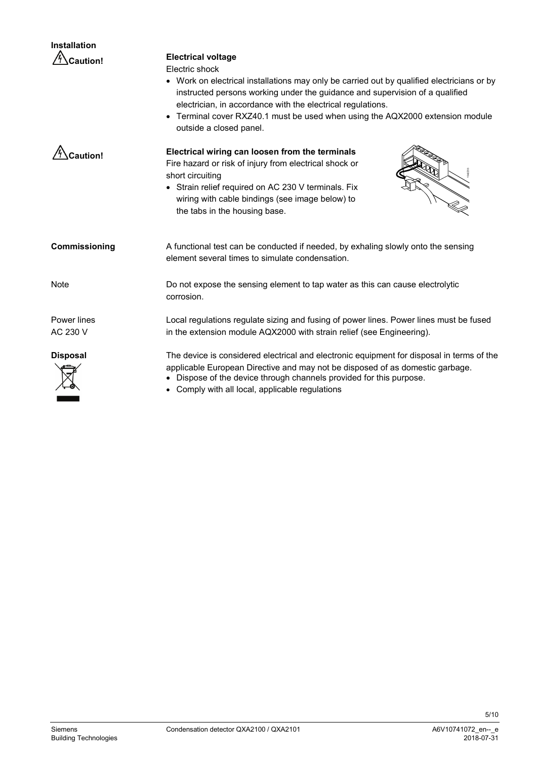## Installation

**Caution!**

**Electrical voltage**

Electric shock

- Work on electrical installations may only be carried out by qualified electricians or by instructed persons working under the guidance and supervision of a qualified electrician, in accordance with the electrical regulations.
- Terminal cover RXZ40.1 must be used when using the AQX2000 extension module outside a closed panel.

**Caution!**

**Electrical wiring can loosen from the terminals**

Fire hazard or risk of injury from electrical shock or short circuiting

- Strain relief required on AC 230 V terminals. Fix wiring with cable bindings (see image below) to the tabs in the housing base.

## Commissioning

A functional test can be conducted if needed, by exhaling slowly onto the sensing element several times to simulate condensation.

Note

Do not expose the sensing element to tap water as this can cause electrolytic corrosion.

Power lines AC 230 V

Local regulations regulate sizing and fusing of power lines. Power lines must be fused in the extension module AQX2000 with strain relief (see Engineering).

## Disposal

The device is considered electrical and electronic equipment for disposal in terms of the applicable European Directive and may not be disposed of as domestic garbage.

- Dispose of the device through channels provided for this purpose.
- Comply with all local, applicable regulations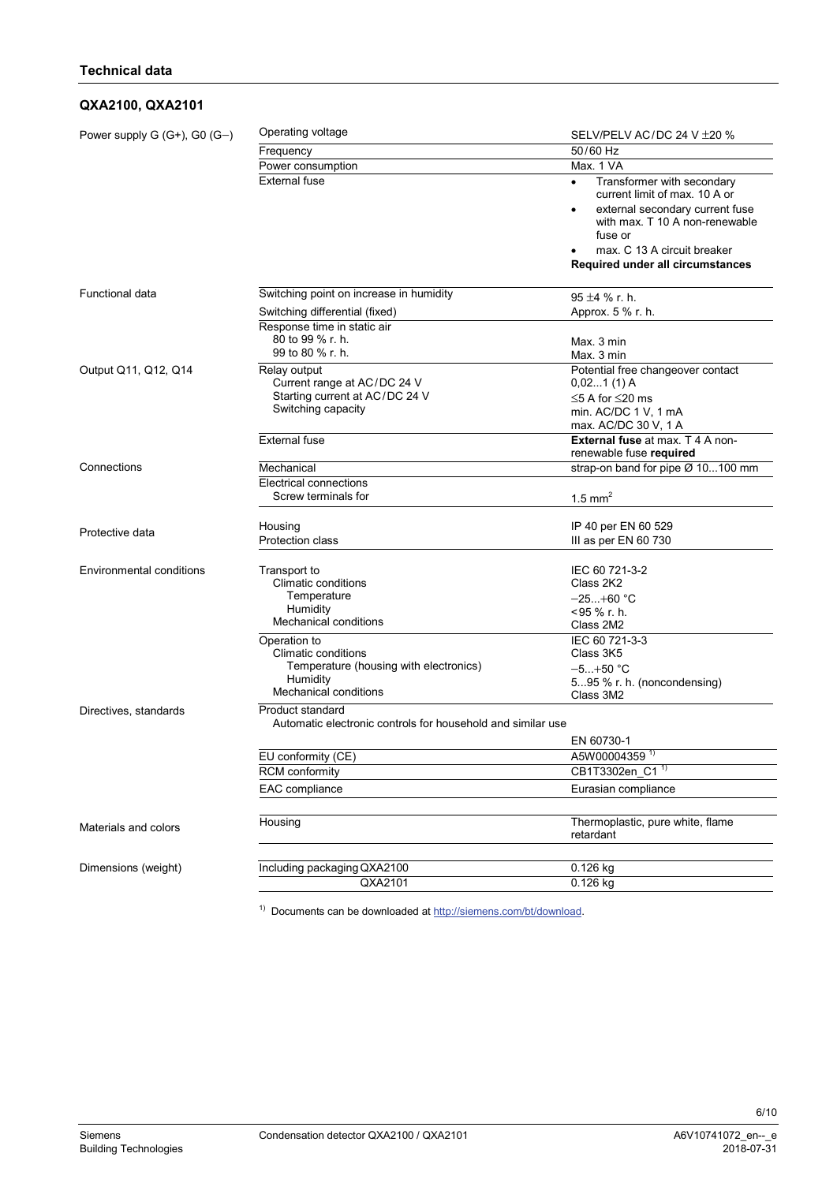## Technical data

### QXA2100, QXA2101

| | | |
|---|---|---|
| Power supply G (G+), G0 (G–) | Operating voltage | SELV/PELV AC/DC 24 V ±20 % |
| | Frequency | 50/60 Hz |
| | Power consumption | Max. 1 VA |
| | External fuse | • Transformer with secondary current limit of max. 10 A or<br>• external secondary current fuse with max. T 10 A non-renewable fuse or<br>• max. C 13 A circuit breaker<br>**Required under all circumstances** |
| Functional data | Switching point on increase in humidity | 95 ±4 % r. h. |
| | Switching differential (fixed) | Approx. 5 % r. h. |
| | Response time in static air<br>80 to 99 % r. h.<br>99 to 80 % r. h. | <br>Max. 3 min<br>Max. 3 min |
| Output Q11, Q12, Q14 | Relay output<br>Current range at AC/DC 24 V<br>Starting current at AC/DC 24 V<br>Switching capacity | Potential free changeover contact<br>0,02...1 (1) A<br>≤5 A for ≤20 ms<br>min. AC/DC 1 V, 1 mA<br>max. AC/DC 30 V, 1 A |
| | External fuse | **External fuse** at max. T 4 A non-renewable fuse **required** |
| Connections | Mechanical | strap-on band for pipe Ø 10...100 mm |
| | Electrical connections<br>Screw terminals for | <br>1.5 mm² |
| Protective data | Housing<br>Protection class | IP 40 per EN 60 529<br>III as per EN 60 730 |
| Environmental conditions | Transport to<br>Climatic conditions<br>Temperature<br>Humidity<br>Mechanical conditions | IEC 60 721-3-2<br>Class 2K2<br>−25...+60 °C<br><95 % r. h.<br>Class 2M2 |
| | Operation to<br>Climatic conditions<br>Temperature (housing with electronics)<br>Humidity<br>Mechanical conditions | IEC 60 721-3-3<br>Class 3K5<br>−5...+50 °C<br>5...95 % r. h. (noncondensing)<br>Class 3M2 |
| Directives, standards | Product standard<br>Automatic electronic controls for household and similar use | <br>EN 60730-1 |
| | EU conformity (CE) | A5W00004359 [1] |
| | RCM conformity | CB1T3302en_C1 [1] |
| | EAC compliance | Eurasian compliance |
| Materials and colors | Housing | Thermoplastic, pure white, flame retardant |
| Dimensions (weight) | Including packaging QXA2100 | 0.126 kg |
| | QXA2101 | 0.126 kg |

[1] Documents can be downloaded at http://siemens.com/bt/download.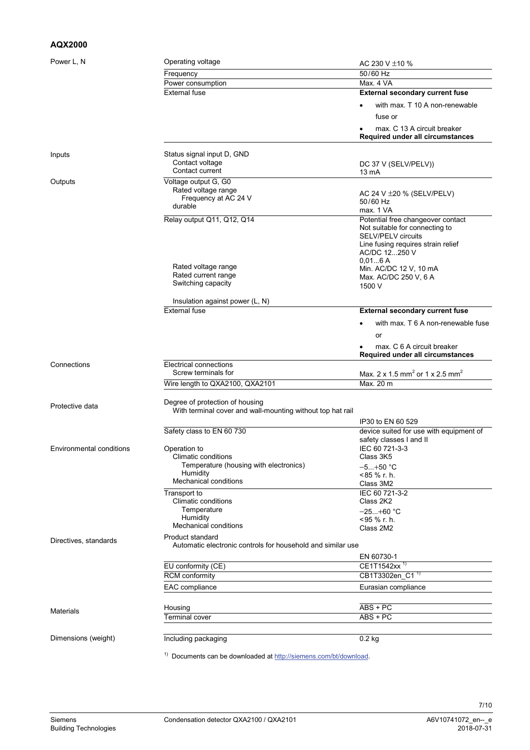## AQX2000

| | | |
|---|---|---|
| Power L, N | Operating voltage | AC 230 V ±10 % |
| | Frequency | 50/60 Hz |
| | Power consumption | Max. 4 VA |
| | External fuse | **External secondary current fuse**<br>• with max. T 10 A non-renewable fuse or<br>• max. C 13 A circuit breaker<br>**Required under all circumstances** |
| Inputs | Status signal input D, GND<br>Contact voltage<br>Contact current | <br>DC 37 V (SELV/PELV))<br>13 mA |
| Outputs | Voltage output G, G0<br>Rated voltage range<br>Frequency at AC 24 V<br>durable | <br>AC 24 V ±20 % (SELV/PELV)<br>50/60 Hz<br>max. 1 VA |
| | Relay output Q11, Q12, Q14<br><br><br><br><br>Rated voltage range<br>Rated current range<br>Switching capacity<br><br>Insulation against power (L, N) | Potential free changeover contact<br>Not suitable for connecting to SELV/PELV circuits<br>Line fusing requires strain relief<br>AC/DC 12...250 V<br>0,01...6 A<br>Min. AC/DC 12 V, 10 mA<br>Max. AC/DC 250 V, 6 A<br>1500 V |
| | External fuse | **External secondary current fuse**<br>• with max. T 6 A non-renewable fuse or<br>• max. C 6 A circuit breaker<br>**Required under all circumstances** |
| Connections | Electrical connections<br>Screw terminals for | <br>Max. 2 x 1.5 mm² or 1 x 2.5 mm² |
| | Wire length to QXA2100, QXA2101 | Max. 20 m |
| Protective data | Degree of protection of housing<br>With terminal cover and wall-mounting without top hat rail | <br><br>IP30 to EN 60 529 |
| | Safety class to EN 60 730 | device suited for use with equipment of safety classes I and II |
| Environmental conditions | Operation to<br>Climatic conditions<br>Temperature (housing with electronics)<br>Humidity<br>Mechanical conditions | IEC 60 721-3-3<br>Class 3K5<br>–5...+50 °C<br><85 % r. h.<br>Class 3M2 |
| | Transport to<br>Climatic conditions<br>Temperature<br>Humidity<br>Mechanical conditions | IEC 60 721-3-2<br>Class 2K2<br>–25...+60 °C<br><95 % r. h.<br>Class 2M2 |
| Directives, standards | Product standard<br>Automatic electronic controls for household and similar use | <br><br>EN 60730-1 |
| | EU conformity (CE) | CE1T1542xx [1] |
| | RCM conformity | CB1T3302en_C1 [1] |
| | EAC compliance | Eurasian compliance |
| Materials | Housing | ABS + PC |
| | Terminal cover | ABS + PC |
| Dimensions (weight) | Including packaging | 0.2 kg |

[1] Documents can be downloaded at http://siemens.com/bt/download.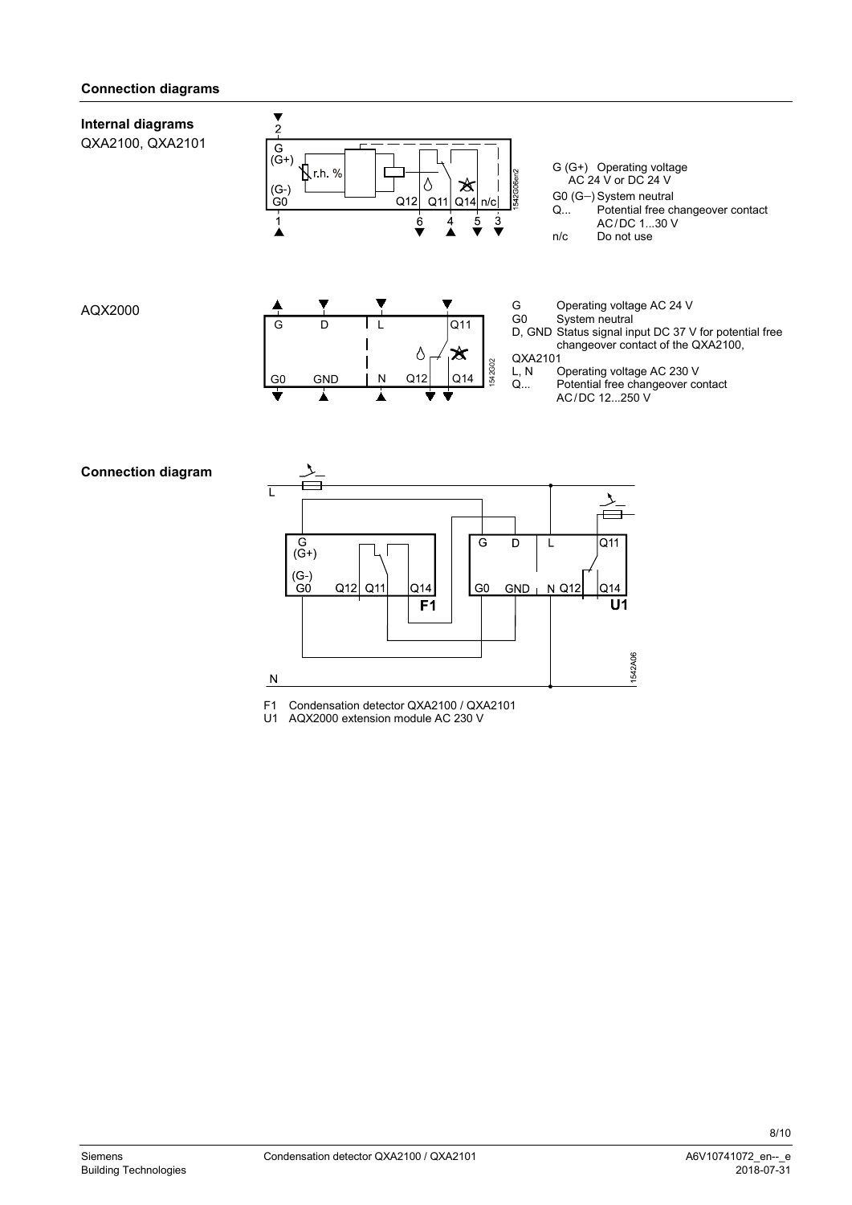## Connection diagrams

### Internal diagrams

QXA2100, QXA2101

G (G+) Operating voltage AC 24 V or DC 24 V
G0 (G−) System neutral
Q... Potential free changeover contact AC/DC 1...30 V
n/c Do not use

AQX2000

G Operating voltage AC 24 V
G0 System neutral
D, GND Status signal input DC 37 V for potential free changeover contact of the QXA2100, QXA2101
L, N Operating voltage AC 230 V
Q... Potential free changeover contact AC/DC 12...250 V

### Connection diagram

F1 Condensation detector QXA2100 / QXA2101
U1 AQX2000 extension module AC 230 V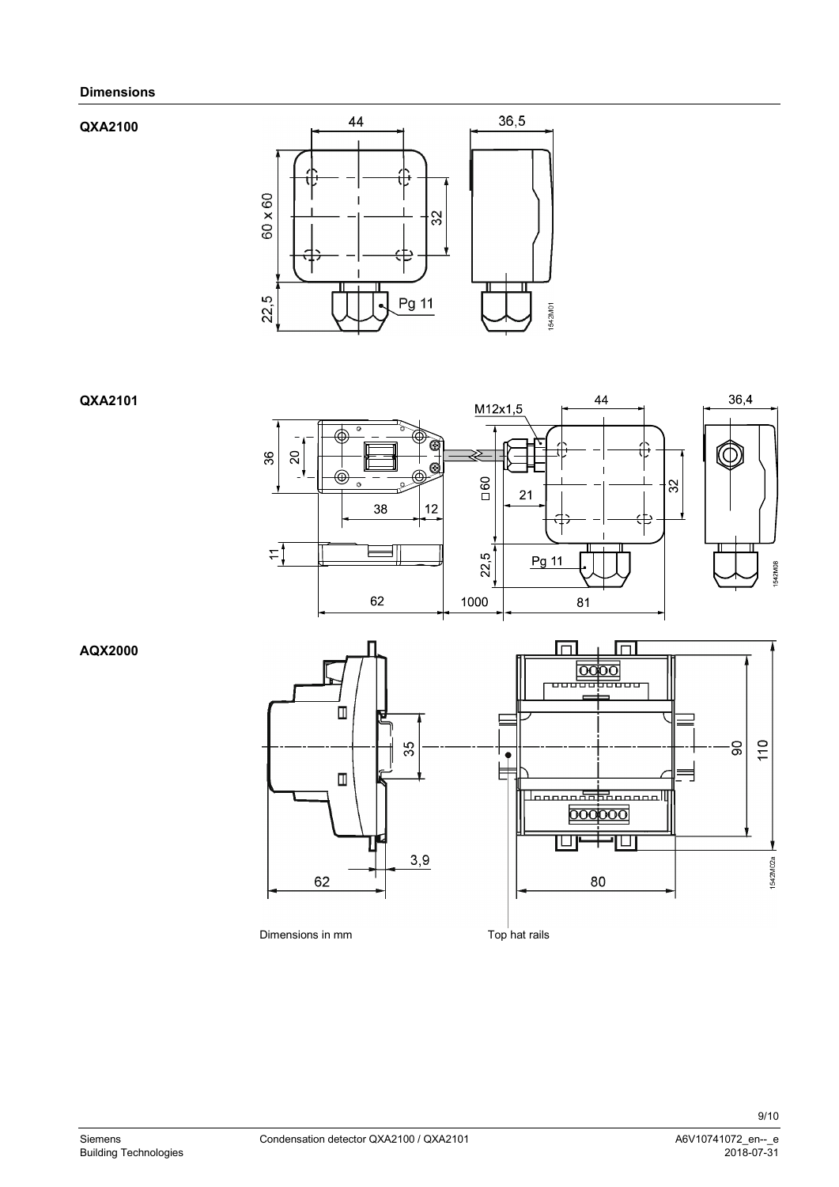## Dimensions

**QXA2100**

**QXA2101**

**AQX2000**

Dimensions in mm

Top hat rails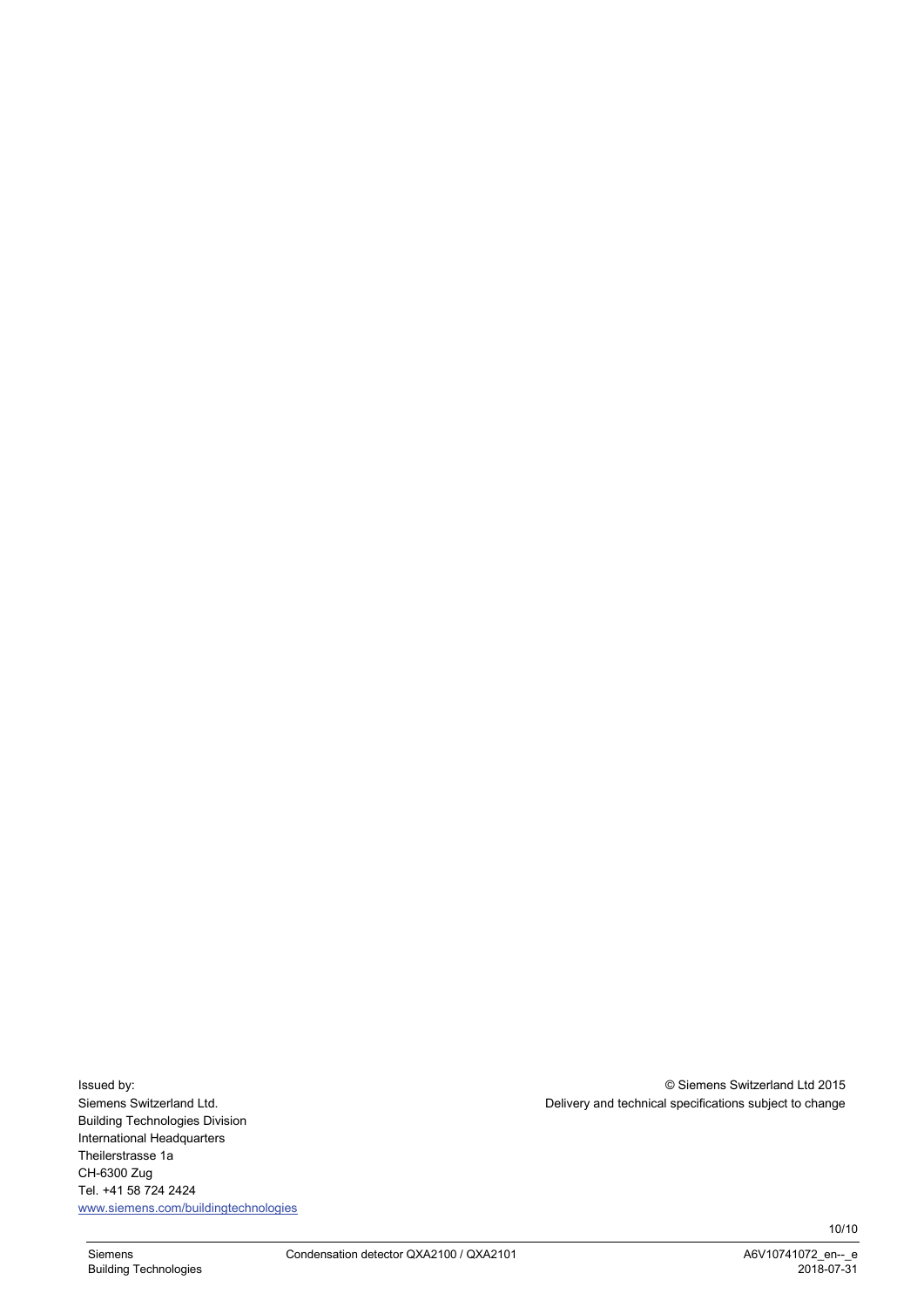Issued by:
Siemens Switzerland Ltd.
Building Technologies Division
International Headquarters
Theilerstrasse 1a
CH-6300 Zug
Tel. +41 58 724 2424
[www.siemens.com/buildingtechnologies](http://www.siemens.com/buildingtechnologies)

© Siemens Switzerland Ltd 2015
Delivery and technical specifications subject to change